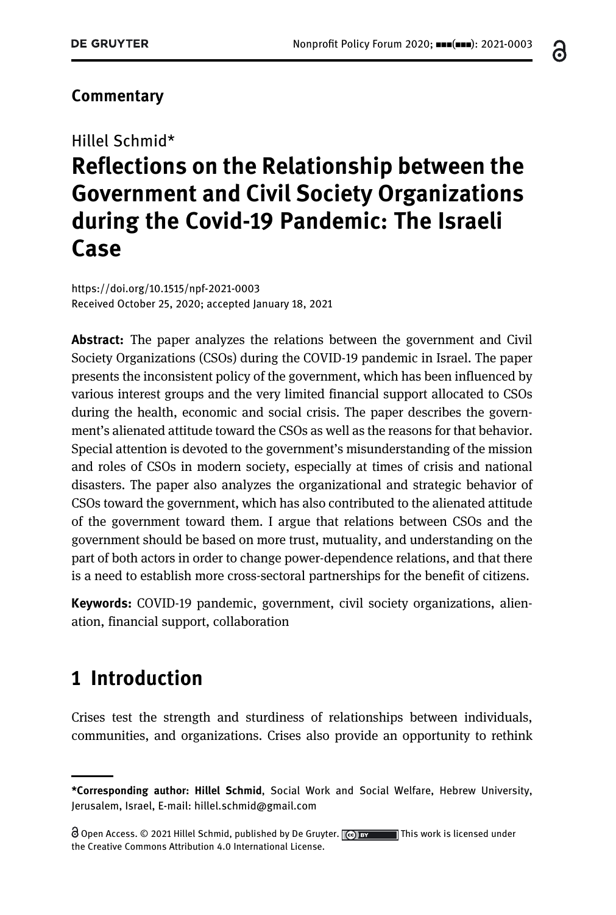## Commentary

Hillel Schmid*

# Reflections on the Relationship between the Government and Civil Society Organizations during the Covid-19 Pandemic: The Israeli Case

https://doi.org/10.1515/npf-2021-0003
Received October 25, 2020; accepted January 18, 2021

**Abstract:** The paper analyzes the relations between the government and Civil Society Organizations (CSOs) during the COVID-19 pandemic in Israel. The paper presents the inconsistent policy of the government, which has been influenced by various interest groups and the very limited financial support allocated to CSOs during the health, economic and social crisis. The paper describes the government's alienated attitude toward the CSOs as well as the reasons for that behavior. Special attention is devoted to the government's misunderstanding of the mission and roles of CSOs in modern society, especially at times of crisis and national disasters. The paper also analyzes the organizational and strategic behavior of CSOs toward the government, which has also contributed to the alienated attitude of the government toward them. I argue that relations between CSOs and the government should be based on more trust, mutuality, and understanding on the part of both actors in order to change power-dependence relations, and that there is a need to establish more cross-sectoral partnerships for the benefit of citizens.

**Keywords:** COVID-19 pandemic, government, civil society organizations, alienation, financial support, collaboration

## 1 Introduction

Crises test the strength and sturdiness of relationships between individuals, communities, and organizations. Crises also provide an opportunity to rethink

---

***Corresponding author: Hillel Schmid**, Social Work and Social Welfare, Hebrew University, Jerusalem, Israel, E-mail: hillel.schmid@gmail.com

Open Access. © 2021 Hillel Schmid, published by De Gruyter. This work is licensed under the Creative Commons Attribution 4.0 International License.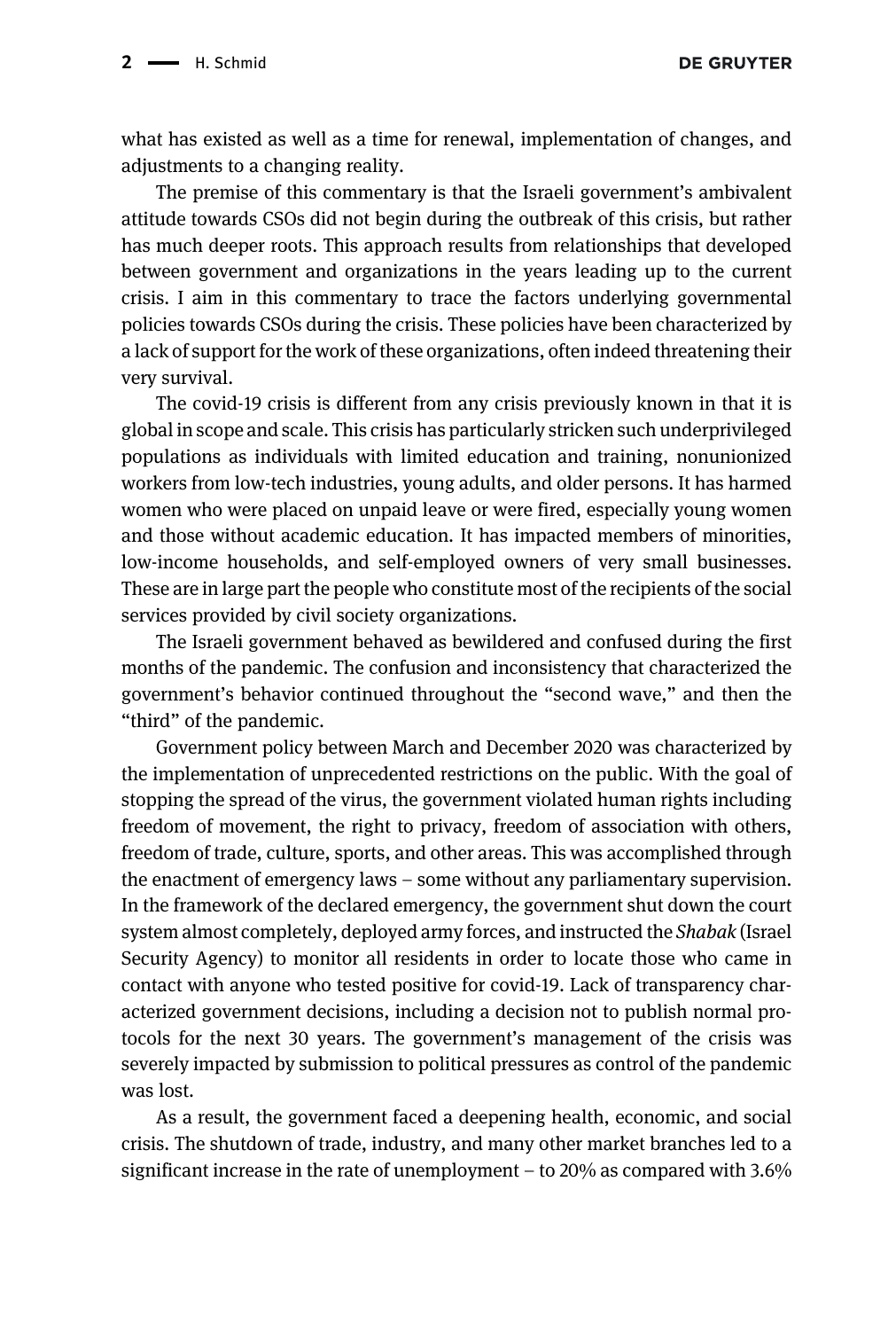what has existed as well as a time for renewal, implementation of changes, and adjustments to a changing reality.

The premise of this commentary is that the Israeli government's ambivalent attitude towards CSOs did not begin during the outbreak of this crisis, but rather has much deeper roots. This approach results from relationships that developed between government and organizations in the years leading up to the current crisis. I aim in this commentary to trace the factors underlying governmental policies towards CSOs during the crisis. These policies have been characterized by a lack of support for the work of these organizations, often indeed threatening their very survival.

The covid-19 crisis is different from any crisis previously known in that it is global in scope and scale. This crisis has particularly stricken such underprivileged populations as individuals with limited education and training, nonunionized workers from low-tech industries, young adults, and older persons. It has harmed women who were placed on unpaid leave or were fired, especially young women and those without academic education. It has impacted members of minorities, low-income households, and self-employed owners of very small businesses. These are in large part the people who constitute most of the recipients of the social services provided by civil society organizations.

The Israeli government behaved as bewildered and confused during the first months of the pandemic. The confusion and inconsistency that characterized the government's behavior continued throughout the "second wave," and then the "third" of the pandemic.

Government policy between March and December 2020 was characterized by the implementation of unprecedented restrictions on the public. With the goal of stopping the spread of the virus, the government violated human rights including freedom of movement, the right to privacy, freedom of association with others, freedom of trade, culture, sports, and other areas. This was accomplished through the enactment of emergency laws – some without any parliamentary supervision. In the framework of the declared emergency, the government shut down the court system almost completely, deployed army forces, and instructed the *Shabak* (Israel Security Agency) to monitor all residents in order to locate those who came in contact with anyone who tested positive for covid-19. Lack of transparency characterized government decisions, including a decision not to publish normal protocols for the next 30 years. The government's management of the crisis was severely impacted by submission to political pressures as control of the pandemic was lost.

As a result, the government faced a deepening health, economic, and social crisis. The shutdown of trade, industry, and many other market branches led to a significant increase in the rate of unemployment – to 20% as compared with 3.6%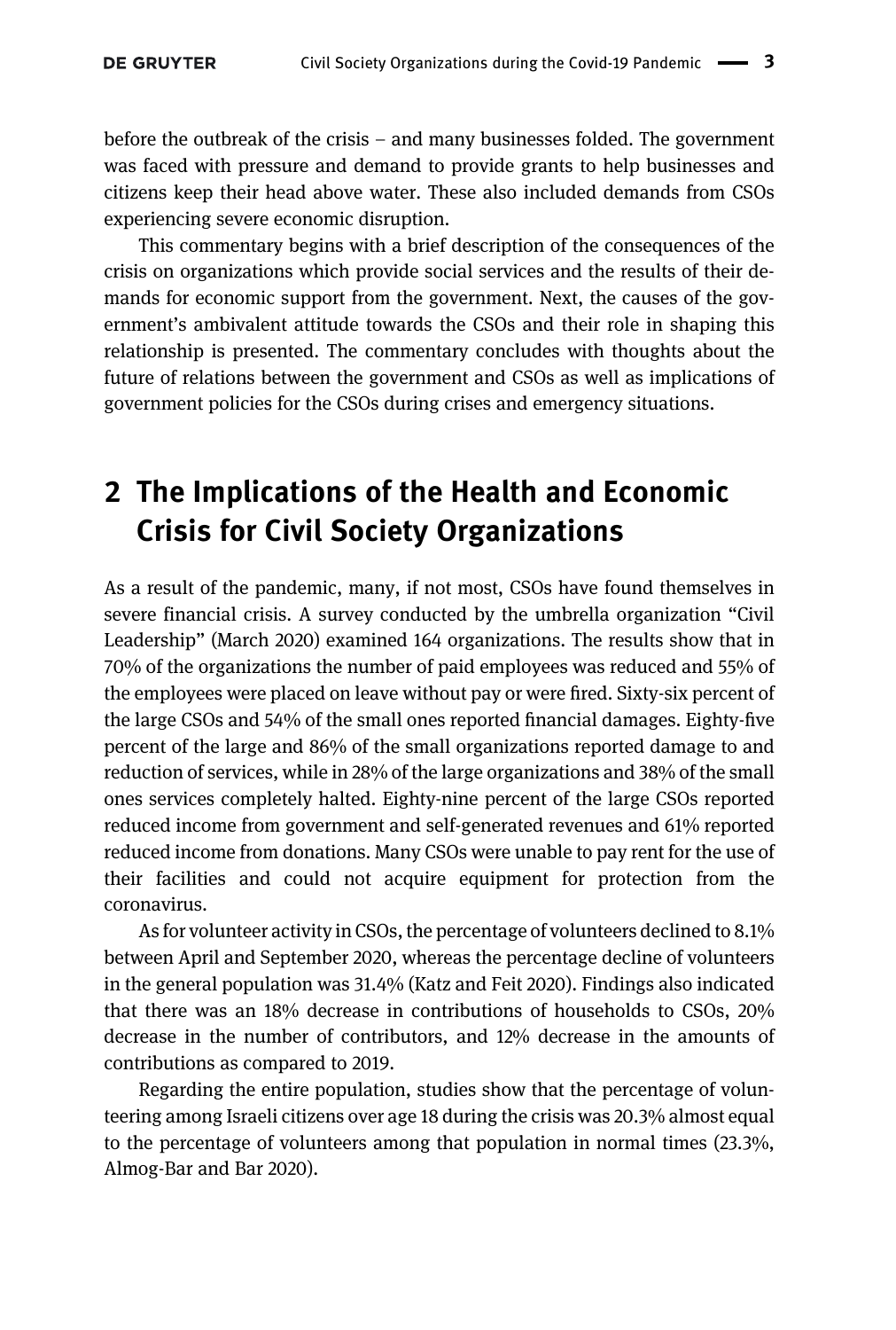before the outbreak of the crisis – and many businesses folded. The government was faced with pressure and demand to provide grants to help businesses and citizens keep their head above water. These also included demands from CSOs experiencing severe economic disruption.

This commentary begins with a brief description of the consequences of the crisis on organizations which provide social services and the results of their demands for economic support from the government. Next, the causes of the government's ambivalent attitude towards the CSOs and their role in shaping this relationship is presented. The commentary concludes with thoughts about the future of relations between the government and CSOs as well as implications of government policies for the CSOs during crises and emergency situations.

## 2 The Implications of the Health and Economic Crisis for Civil Society Organizations

As a result of the pandemic, many, if not most, CSOs have found themselves in severe financial crisis. A survey conducted by the umbrella organization "Civil Leadership" (March 2020) examined 164 organizations. The results show that in 70% of the organizations the number of paid employees was reduced and 55% of the employees were placed on leave without pay or were fired. Sixty-six percent of the large CSOs and 54% of the small ones reported financial damages. Eighty-five percent of the large and 86% of the small organizations reported damage to and reduction of services, while in 28% of the large organizations and 38% of the small ones services completely halted. Eighty-nine percent of the large CSOs reported reduced income from government and self-generated revenues and 61% reported reduced income from donations. Many CSOs were unable to pay rent for the use of their facilities and could not acquire equipment for protection from the coronavirus.

As for volunteer activity in CSOs, the percentage of volunteers declined to 8.1% between April and September 2020, whereas the percentage decline of volunteers in the general population was 31.4% (Katz and Feit 2020). Findings also indicated that there was an 18% decrease in contributions of households to CSOs, 20% decrease in the number of contributors, and 12% decrease in the amounts of contributions as compared to 2019.

Regarding the entire population, studies show that the percentage of volunteering among Israeli citizens over age 18 during the crisis was 20.3% almost equal to the percentage of volunteers among that population in normal times (23.3%, Almog-Bar and Bar 2020).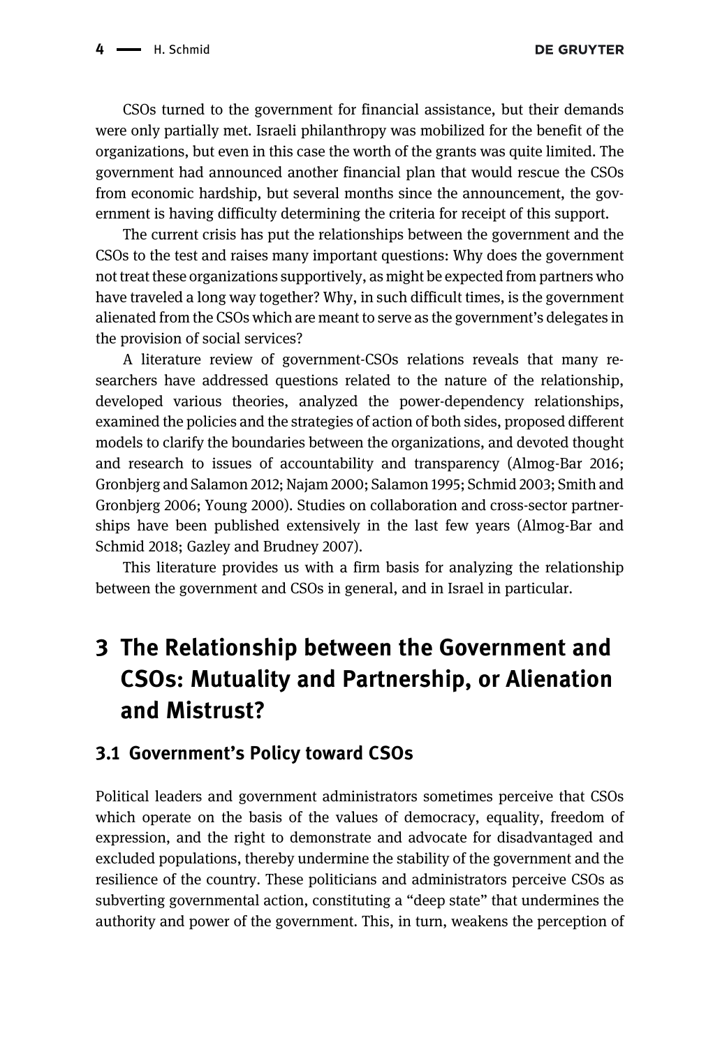CSOs turned to the government for financial assistance, but their demands were only partially met. Israeli philanthropy was mobilized for the benefit of the organizations, but even in this case the worth of the grants was quite limited. The government had announced another financial plan that would rescue the CSOs from economic hardship, but several months since the announcement, the government is having difficulty determining the criteria for receipt of this support.

The current crisis has put the relationships between the government and the CSOs to the test and raises many important questions: Why does the government not treat these organizations supportively, as might be expected from partners who have traveled a long way together? Why, in such difficult times, is the government alienated from the CSOs which are meant to serve as the government's delegates in the provision of social services?

A literature review of government-CSOs relations reveals that many researchers have addressed questions related to the nature of the relationship, developed various theories, analyzed the power-dependency relationships, examined the policies and the strategies of action of both sides, proposed different models to clarify the boundaries between the organizations, and devoted thought and research to issues of accountability and transparency (Almog-Bar 2016; Gronbjerg and Salamon 2012; Najam 2000; Salamon 1995; Schmid 2003; Smith and Gronbjerg 2006; Young 2000). Studies on collaboration and cross-sector partnerships have been published extensively in the last few years (Almog-Bar and Schmid 2018; Gazley and Brudney 2007).

This literature provides us with a firm basis for analyzing the relationship between the government and CSOs in general, and in Israel in particular.

# 3 The Relationship between the Government and CSOs: Mutuality and Partnership, or Alienation and Mistrust?

## 3.1 Government's Policy toward CSOs

Political leaders and government administrators sometimes perceive that CSOs which operate on the basis of the values of democracy, equality, freedom of expression, and the right to demonstrate and advocate for disadvantaged and excluded populations, thereby undermine the stability of the government and the resilience of the country. These politicians and administrators perceive CSOs as subverting governmental action, constituting a "deep state" that undermines the authority and power of the government. This, in turn, weakens the perception of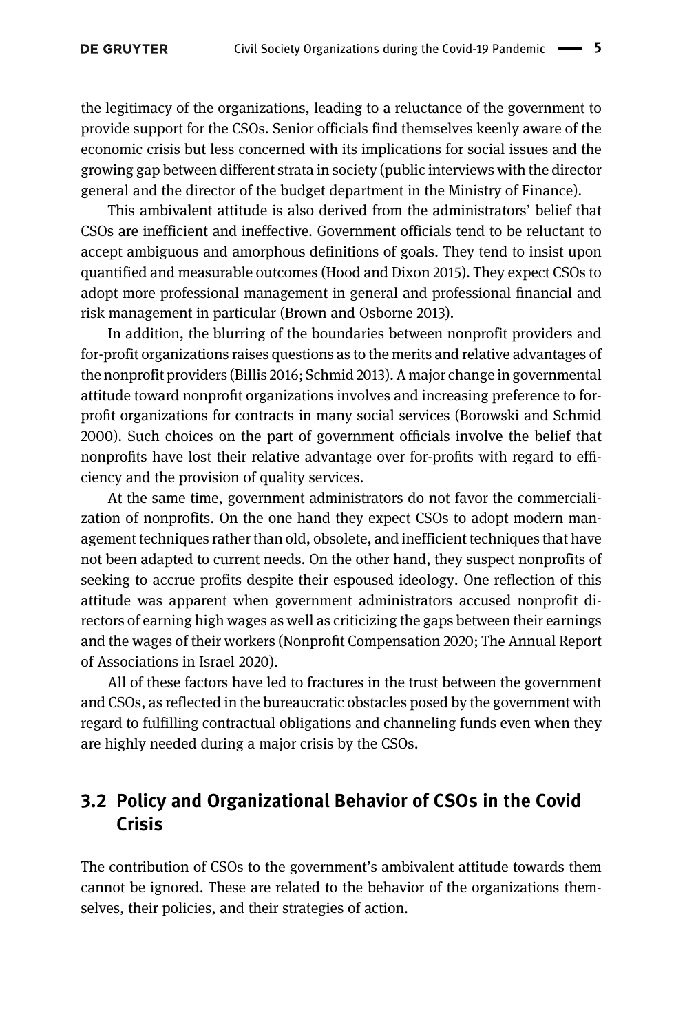the legitimacy of the organizations, leading to a reluctance of the government to provide support for the CSOs. Senior officials find themselves keenly aware of the economic crisis but less concerned with its implications for social issues and the growing gap between different strata in society (public interviews with the director general and the director of the budget department in the Ministry of Finance).

This ambivalent attitude is also derived from the administrators' belief that CSOs are inefficient and ineffective. Government officials tend to be reluctant to accept ambiguous and amorphous definitions of goals. They tend to insist upon quantified and measurable outcomes (Hood and Dixon 2015). They expect CSOs to adopt more professional management in general and professional financial and risk management in particular (Brown and Osborne 2013).

In addition, the blurring of the boundaries between nonprofit providers and for-profit organizations raises questions as to the merits and relative advantages of the nonprofit providers (Billis 2016; Schmid 2013). A major change in governmental attitude toward nonprofit organizations involves and increasing preference to for-profit organizations for contracts in many social services (Borowski and Schmid 2000). Such choices on the part of government officials involve the belief that nonprofits have lost their relative advantage over for-profits with regard to efficiency and the provision of quality services.

At the same time, government administrators do not favor the commercialization of nonprofits. On the one hand they expect CSOs to adopt modern management techniques rather than old, obsolete, and inefficient techniques that have not been adapted to current needs. On the other hand, they suspect nonprofits of seeking to accrue profits despite their espoused ideology. One reflection of this attitude was apparent when government administrators accused nonprofit directors of earning high wages as well as criticizing the gaps between their earnings and the wages of their workers (Nonprofit Compensation 2020; The Annual Report of Associations in Israel 2020).

All of these factors have led to fractures in the trust between the government and CSOs, as reflected in the bureaucratic obstacles posed by the government with regard to fulfilling contractual obligations and channeling funds even when they are highly needed during a major crisis by the CSOs.

## 3.2 Policy and Organizational Behavior of CSOs in the Covid Crisis

The contribution of CSOs to the government's ambivalent attitude towards them cannot be ignored. These are related to the behavior of the organizations themselves, their policies, and their strategies of action.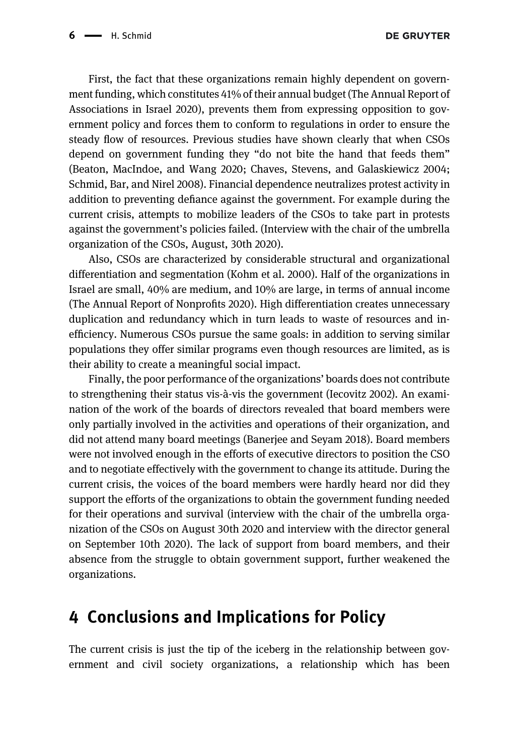First, the fact that these organizations remain highly dependent on government funding, which constitutes 41% of their annual budget (The Annual Report of Associations in Israel 2020), prevents them from expressing opposition to government policy and forces them to conform to regulations in order to ensure the steady flow of resources. Previous studies have shown clearly that when CSOs depend on government funding they "do not bite the hand that feeds them" (Beaton, MacIndoe, and Wang 2020; Chaves, Stevens, and Galaskiewicz 2004; Schmid, Bar, and Nirel 2008). Financial dependence neutralizes protest activity in addition to preventing defiance against the government. For example during the current crisis, attempts to mobilize leaders of the CSOs to take part in protests against the government's policies failed. (Interview with the chair of the umbrella organization of the CSOs, August, 30th 2020).

Also, CSOs are characterized by considerable structural and organizational differentiation and segmentation (Kohm et al. 2000). Half of the organizations in Israel are small, 40% are medium, and 10% are large, in terms of annual income (The Annual Report of Nonprofits 2020). High differentiation creates unnecessary duplication and redundancy which in turn leads to waste of resources and inefficiency. Numerous CSOs pursue the same goals: in addition to serving similar populations they offer similar programs even though resources are limited, as is their ability to create a meaningful social impact.

Finally, the poor performance of the organizations' boards does not contribute to strengthening their status vis-à-vis the government (Iecovitz 2002). An examination of the work of the boards of directors revealed that board members were only partially involved in the activities and operations of their organization, and did not attend many board meetings (Banerjee and Seyam 2018). Board members were not involved enough in the efforts of executive directors to position the CSO and to negotiate effectively with the government to change its attitude. During the current crisis, the voices of the board members were hardly heard nor did they support the efforts of the organizations to obtain the government funding needed for their operations and survival (interview with the chair of the umbrella organization of the CSOs on August 30th 2020 and interview with the director general on September 10th 2020). The lack of support from board members, and their absence from the struggle to obtain government support, further weakened the organizations.

## 4 Conclusions and Implications for Policy

The current crisis is just the tip of the iceberg in the relationship between government and civil society organizations, a relationship which has been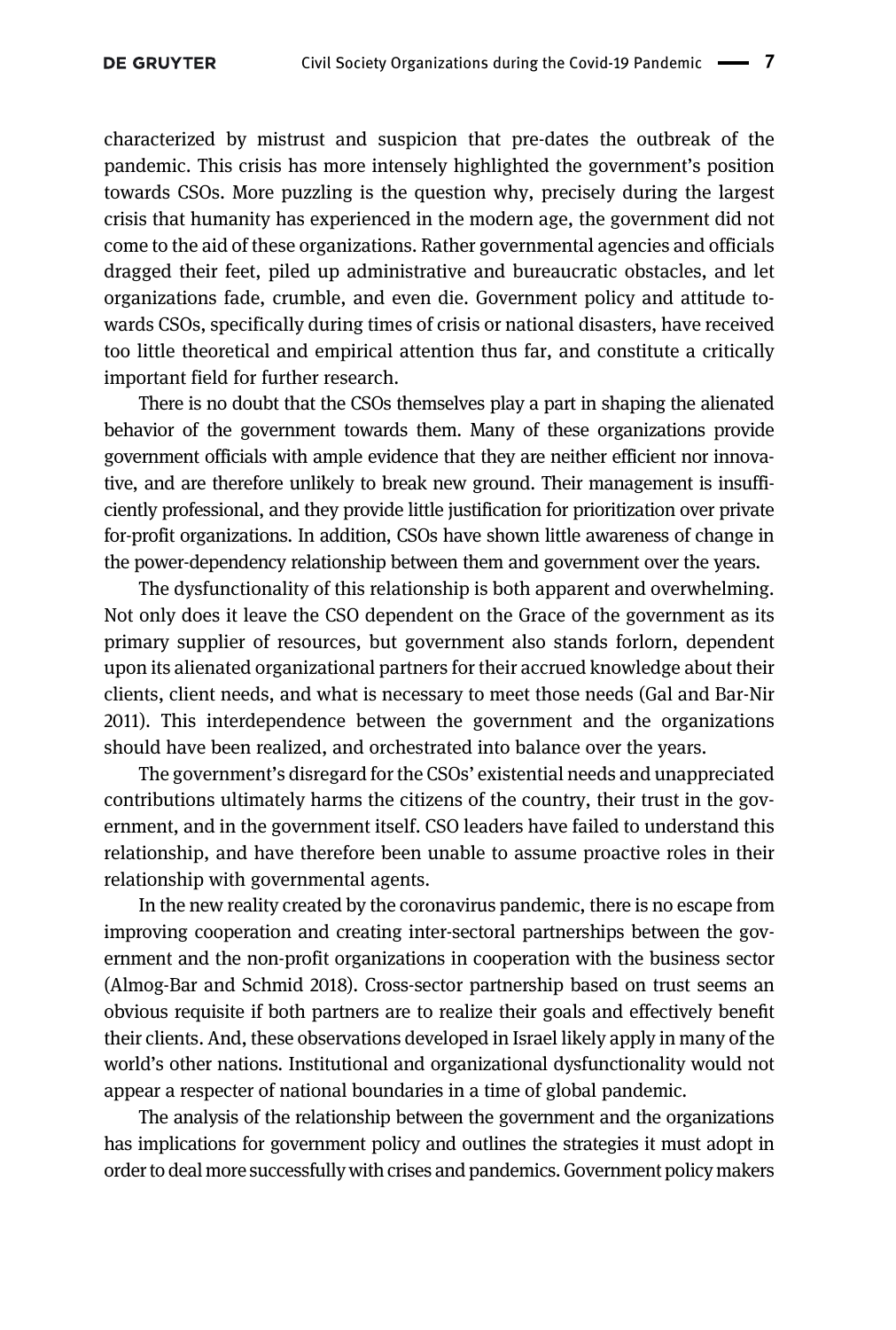characterized by mistrust and suspicion that pre-dates the outbreak of the pandemic. This crisis has more intensely highlighted the government's position towards CSOs. More puzzling is the question why, precisely during the largest crisis that humanity has experienced in the modern age, the government did not come to the aid of these organizations. Rather governmental agencies and officials dragged their feet, piled up administrative and bureaucratic obstacles, and let organizations fade, crumble, and even die. Government policy and attitude towards CSOs, specifically during times of crisis or national disasters, have received too little theoretical and empirical attention thus far, and constitute a critically important field for further research.

There is no doubt that the CSOs themselves play a part in shaping the alienated behavior of the government towards them. Many of these organizations provide government officials with ample evidence that they are neither efficient nor innovative, and are therefore unlikely to break new ground. Their management is insufficiently professional, and they provide little justification for prioritization over private for-profit organizations. In addition, CSOs have shown little awareness of change in the power-dependency relationship between them and government over the years.

The dysfunctionality of this relationship is both apparent and overwhelming. Not only does it leave the CSO dependent on the Grace of the government as its primary supplier of resources, but government also stands forlorn, dependent upon its alienated organizational partners for their accrued knowledge about their clients, client needs, and what is necessary to meet those needs (Gal and Bar-Nir 2011). This interdependence between the government and the organizations should have been realized, and orchestrated into balance over the years.

The government's disregard for the CSOs' existential needs and unappreciated contributions ultimately harms the citizens of the country, their trust in the government, and in the government itself. CSO leaders have failed to understand this relationship, and have therefore been unable to assume proactive roles in their relationship with governmental agents.

In the new reality created by the coronavirus pandemic, there is no escape from improving cooperation and creating inter-sectoral partnerships between the government and the non-profit organizations in cooperation with the business sector (Almog-Bar and Schmid 2018). Cross-sector partnership based on trust seems an obvious requisite if both partners are to realize their goals and effectively benefit their clients. And, these observations developed in Israel likely apply in many of the world's other nations. Institutional and organizational dysfunctionality would not appear a respecter of national boundaries in a time of global pandemic.

The analysis of the relationship between the government and the organizations has implications for government policy and outlines the strategies it must adopt in order to deal more successfully with crises and pandemics. Government policy makers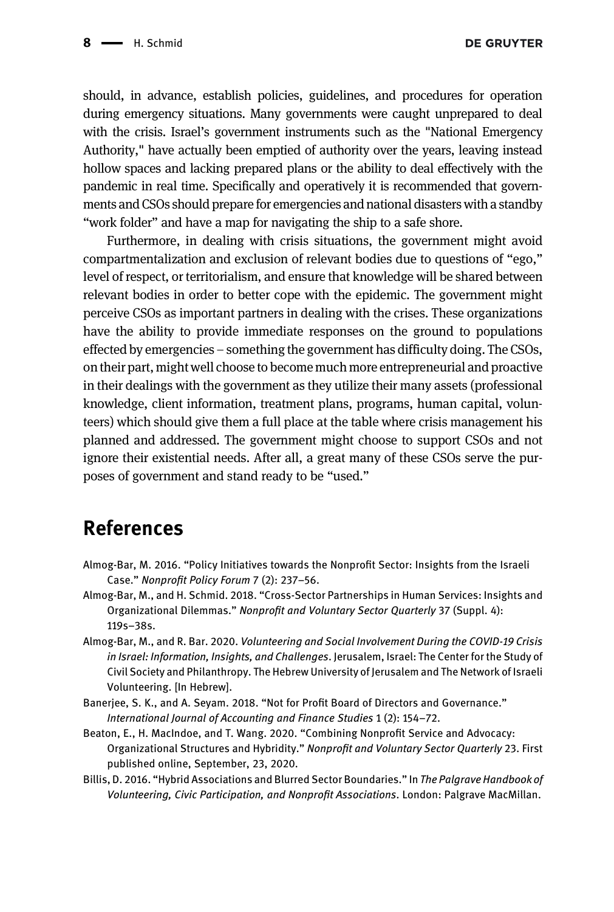should, in advance, establish policies, guidelines, and procedures for operation during emergency situations. Many governments were caught unprepared to deal with the crisis. Israel's government instruments such as the "National Emergency Authority," have actually been emptied of authority over the years, leaving instead hollow spaces and lacking prepared plans or the ability to deal effectively with the pandemic in real time. Specifically and operatively it is recommended that governments and CSOs should prepare for emergencies and national disasters with a standby "work folder" and have a map for navigating the ship to a safe shore.

Furthermore, in dealing with crisis situations, the government might avoid compartmentalization and exclusion of relevant bodies due to questions of "ego," level of respect, or territorialism, and ensure that knowledge will be shared between relevant bodies in order to better cope with the epidemic. The government might perceive CSOs as important partners in dealing with the crises. These organizations have the ability to provide immediate responses on the ground to populations effected by emergencies – something the government has difficulty doing. The CSOs, on their part, might well choose to become much more entrepreneurial and proactive in their dealings with the government as they utilize their many assets (professional knowledge, client information, treatment plans, programs, human capital, volunteers) which should give them a full place at the table where crisis management his planned and addressed. The government might choose to support CSOs and not ignore their existential needs. After all, a great many of these CSOs serve the purposes of government and stand ready to be "used."

# References

Almog-Bar, M. 2016. "Policy Initiatives towards the Nonprofit Sector: Insights from the Israeli Case." *Nonprofit Policy Forum* 7 (2): 237–56.

Almog-Bar, M., and H. Schmid. 2018. "Cross-Sector Partnerships in Human Services: Insights and Organizational Dilemmas." *Nonprofit and Voluntary Sector Quarterly* 37 (Suppl. 4): 119s–38s.

Almog-Bar, M., and R. Bar. 2020. *Volunteering and Social Involvement During the COVID-19 Crisis in Israel: Information, Insights, and Challenges*. Jerusalem, Israel: The Center for the Study of Civil Society and Philanthropy. The Hebrew University of Jerusalem and The Network of Israeli Volunteering. [In Hebrew].

Banerjee, S. K., and A. Seyam. 2018. "Not for Profit Board of Directors and Governance." *International Journal of Accounting and Finance Studies* 1 (2): 154–72.

Beaton, E., H. MacIndoe, and T. Wang. 2020. "Combining Nonprofit Service and Advocacy: Organizational Structures and Hybridity." *Nonprofit and Voluntary Sector Quarterly* 23. First published online, September, 23, 2020.

Billis, D. 2016. "Hybrid Associations and Blurred Sector Boundaries." In *The Palgrave Handbook of Volunteering, Civic Participation, and Nonprofit Associations*. London: Palgrave MacMillan.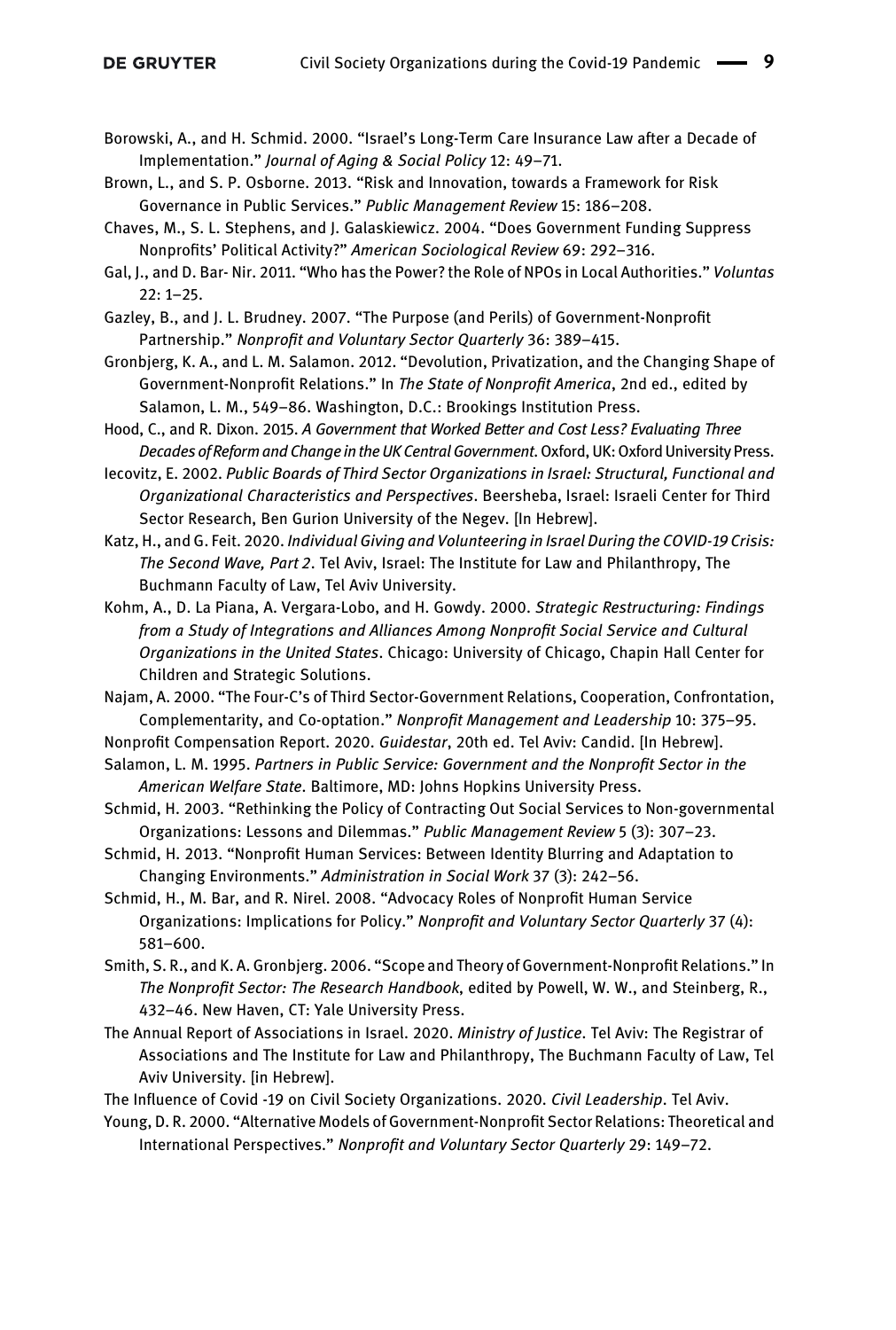Borowski, A., and H. Schmid. 2000. "Israel's Long-Term Care Insurance Law after a Decade of Implementation." *Journal of Aging & Social Policy* 12: 49–71.

Brown, L., and S. P. Osborne. 2013. "Risk and Innovation, towards a Framework for Risk Governance in Public Services." *Public Management Review* 15: 186–208.

Chaves, M., S. L. Stephens, and J. Galaskiewicz. 2004. "Does Government Funding Suppress Nonprofits' Political Activity?" *American Sociological Review* 69: 292–316.

Gal, J., and D. Bar- Nir. 2011. "Who has the Power? the Role of NPOs in Local Authorities." *Voluntas* 22: 1–25.

Gazley, B., and J. L. Brudney. 2007. "The Purpose (and Perils) of Government-Nonprofit Partnership." *Nonprofit and Voluntary Sector Quarterly* 36: 389–415.

Gronbjerg, K. A., and L. M. Salamon. 2012. "Devolution, Privatization, and the Changing Shape of Government-Nonprofit Relations." In *The State of Nonprofit America*, 2nd ed., edited by Salamon, L. M., 549–86. Washington, D.C.: Brookings Institution Press.

Hood, C., and R. Dixon. 2015. *A Government that Worked Better and Cost Less? Evaluating Three Decades of Reform and Change in the UK Central Government*. Oxford, UK: Oxford University Press.

Iecovitz, E. 2002. *Public Boards of Third Sector Organizations in Israel: Structural, Functional and Organizational Characteristics and Perspectives*. Beersheba, Israel: Israeli Center for Third Sector Research, Ben Gurion University of the Negev. [In Hebrew].

Katz, H., and G. Feit. 2020. *Individual Giving and Volunteering in Israel During the COVID-19 Crisis: The Second Wave, Part 2*. Tel Aviv, Israel: The Institute for Law and Philanthropy, The Buchmann Faculty of Law, Tel Aviv University.

Kohm, A., D. La Piana, A. Vergara-Lobo, and H. Gowdy. 2000. *Strategic Restructuring: Findings from a Study of Integrations and Alliances Among Nonprofit Social Service and Cultural Organizations in the United States*. Chicago: University of Chicago, Chapin Hall Center for Children and Strategic Solutions.

Najam, A. 2000. "The Four-C's of Third Sector-Government Relations, Cooperation, Confrontation, Complementarity, and Co-optation." *Nonprofit Management and Leadership* 10: 375–95.

Nonprofit Compensation Report. 2020. *Guidestar*, 20th ed. Tel Aviv: Candid. [In Hebrew].

Salamon, L. M. 1995. *Partners in Public Service: Government and the Nonprofit Sector in the American Welfare State*. Baltimore, MD: Johns Hopkins University Press.

Schmid, H. 2003. "Rethinking the Policy of Contracting Out Social Services to Non-governmental Organizations: Lessons and Dilemmas." *Public Management Review* 5 (3): 307–23.

Schmid, H. 2013. "Nonprofit Human Services: Between Identity Blurring and Adaptation to Changing Environments." *Administration in Social Work* 37 (3): 242–56.

Schmid, H., M. Bar, and R. Nirel. 2008. "Advocacy Roles of Nonprofit Human Service Organizations: Implications for Policy." *Nonprofit and Voluntary Sector Quarterly* 37 (4): 581–600.

Smith, S. R., and K. A. Gronbjerg. 2006. "Scope and Theory of Government-Nonprofit Relations." In *The Nonprofit Sector: The Research Handbook*, edited by Powell, W. W., and Steinberg, R., 432–46. New Haven, CT: Yale University Press.

The Annual Report of Associations in Israel. 2020. *Ministry of Justice*. Tel Aviv: The Registrar of Associations and The Institute for Law and Philanthropy, The Buchmann Faculty of Law, Tel Aviv University. [in Hebrew].

The Influence of Covid -19 on Civil Society Organizations. 2020. *Civil Leadership*. Tel Aviv.

Young, D. R. 2000. "Alternative Models of Government-Nonprofit Sector Relations: Theoretical and International Perspectives." *Nonprofit and Voluntary Sector Quarterly* 29: 149–72.